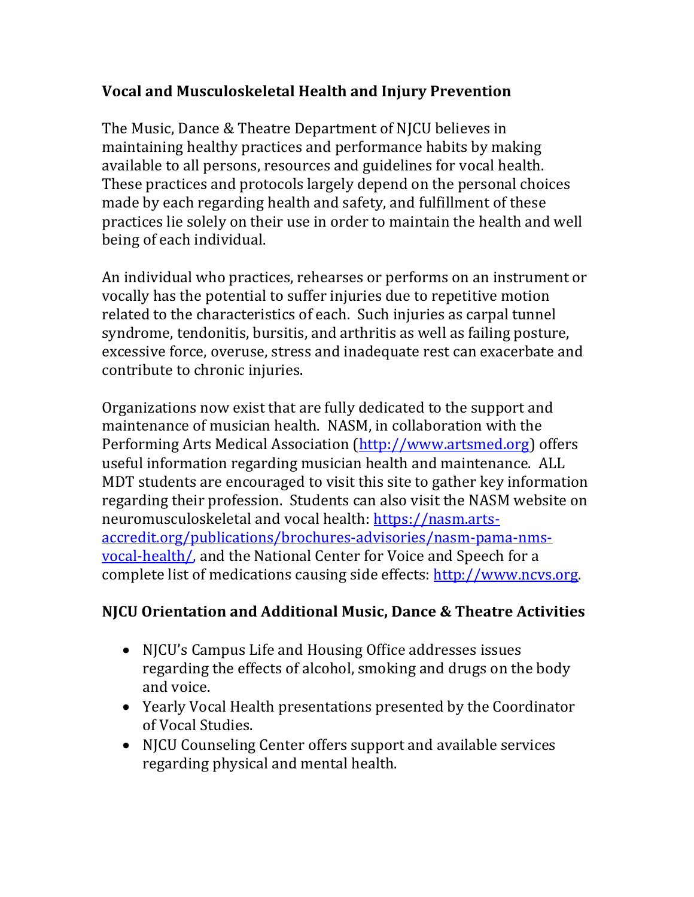## Vocal and Musculoskeletal Health and Injury Prevention

The Music, Dance & Theatre Department of NJCU believes in maintaining healthy practices and performance habits by making available to all persons, resources and guidelines for vocal health. These practices and protocols largely depend on the personal choices made by each regarding health and safety, and fulfillment of these practices lie solely on their use in order to maintain the health and well being of each individual.

An individual who practices, rehearses or performs on an instrument or vocally has the potential to suffer injuries due to repetitive motion related to the characteristics of each. Such injuries as carpal tunnel syndrome, tendonitis, bursitis, and arthritis as well as failing posture, excessive force, overuse, stress and inadequate rest can exacerbate and contribute to chronic injuries.

Organizations now exist that are fully dedicated to the support and maintenance of musician health. NASM, in collaboration with the Performing Arts Medical Association (http://www.artsmed.org) offers useful information regarding musician health and maintenance. ALL MDT students are encouraged to visit this site to gather key information regarding their profession. Students can also visit the NASM website on neuromusculoskeletal and vocal health: https://nasm.arts-accredit.org/publications/brochures-advisories/nasm-pama-nms-vocal-health/, and the National Center for Voice and Speech for a complete list of medications causing side effects: http://www.ncvs.org.

## NJCU Orientation and Additional Music, Dance & Theatre Activities

- NJCU's Campus Life and Housing Office addresses issues regarding the effects of alcohol, smoking and drugs on the body and voice.
- Yearly Vocal Health presentations presented by the Coordinator of Vocal Studies.
- NJCU Counseling Center offers support and available services regarding physical and mental health.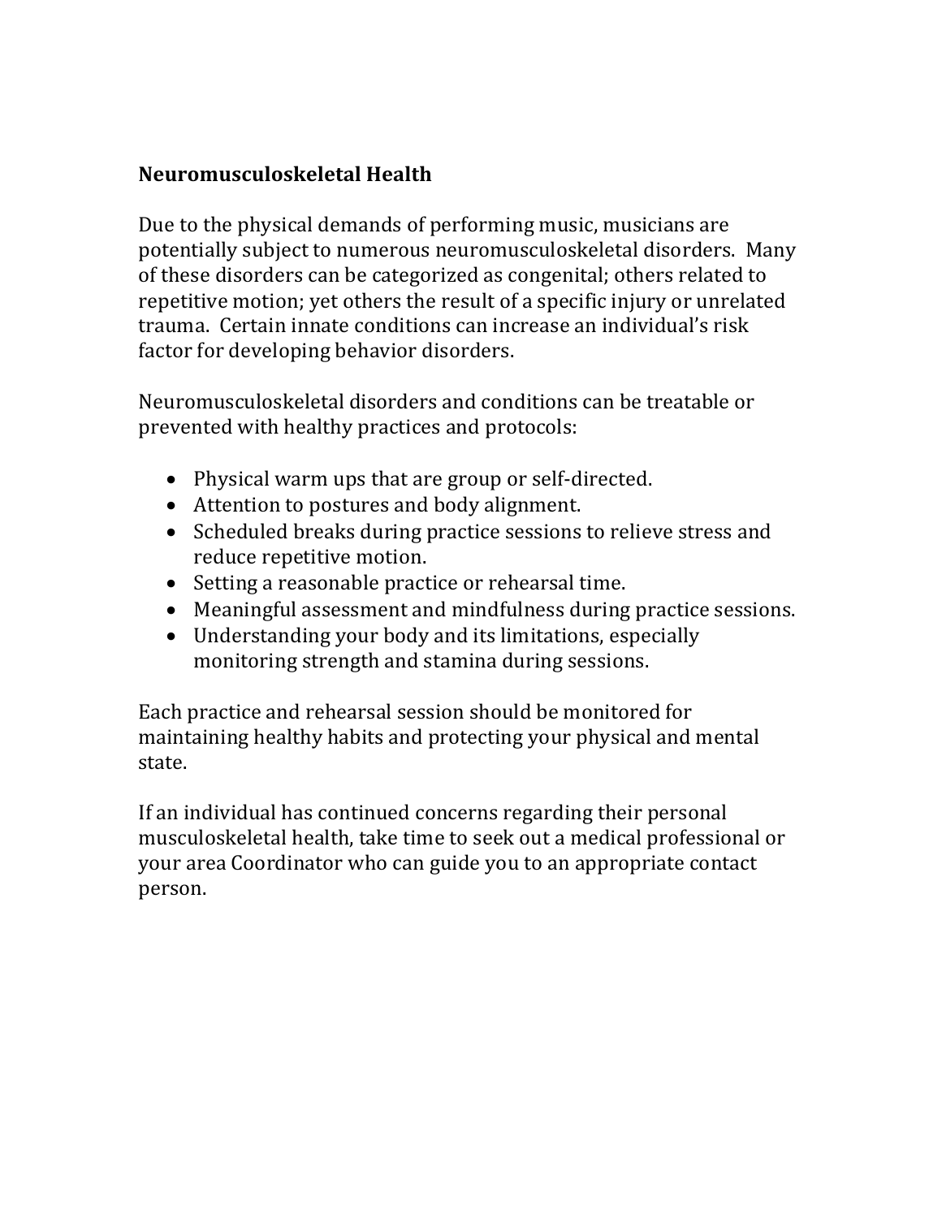## Neuromusculoskeletal Health

Due to the physical demands of performing music, musicians are potentially subject to numerous neuromusculoskeletal disorders. Many of these disorders can be categorized as congenital; others related to repetitive motion; yet others the result of a specific injury or unrelated trauma. Certain innate conditions can increase an individual's risk factor for developing behavior disorders.

Neuromusculoskeletal disorders and conditions can be treatable or prevented with healthy practices and protocols:

- Physical warm ups that are group or self-directed.
- Attention to postures and body alignment.
- Scheduled breaks during practice sessions to relieve stress and reduce repetitive motion.
- Setting a reasonable practice or rehearsal time.
- Meaningful assessment and mindfulness during practice sessions.
- Understanding your body and its limitations, especially monitoring strength and stamina during sessions.

Each practice and rehearsal session should be monitored for maintaining healthy habits and protecting your physical and mental state.

If an individual has continued concerns regarding their personal musculoskeletal health, take time to seek out a medical professional or your area Coordinator who can guide you to an appropriate contact person.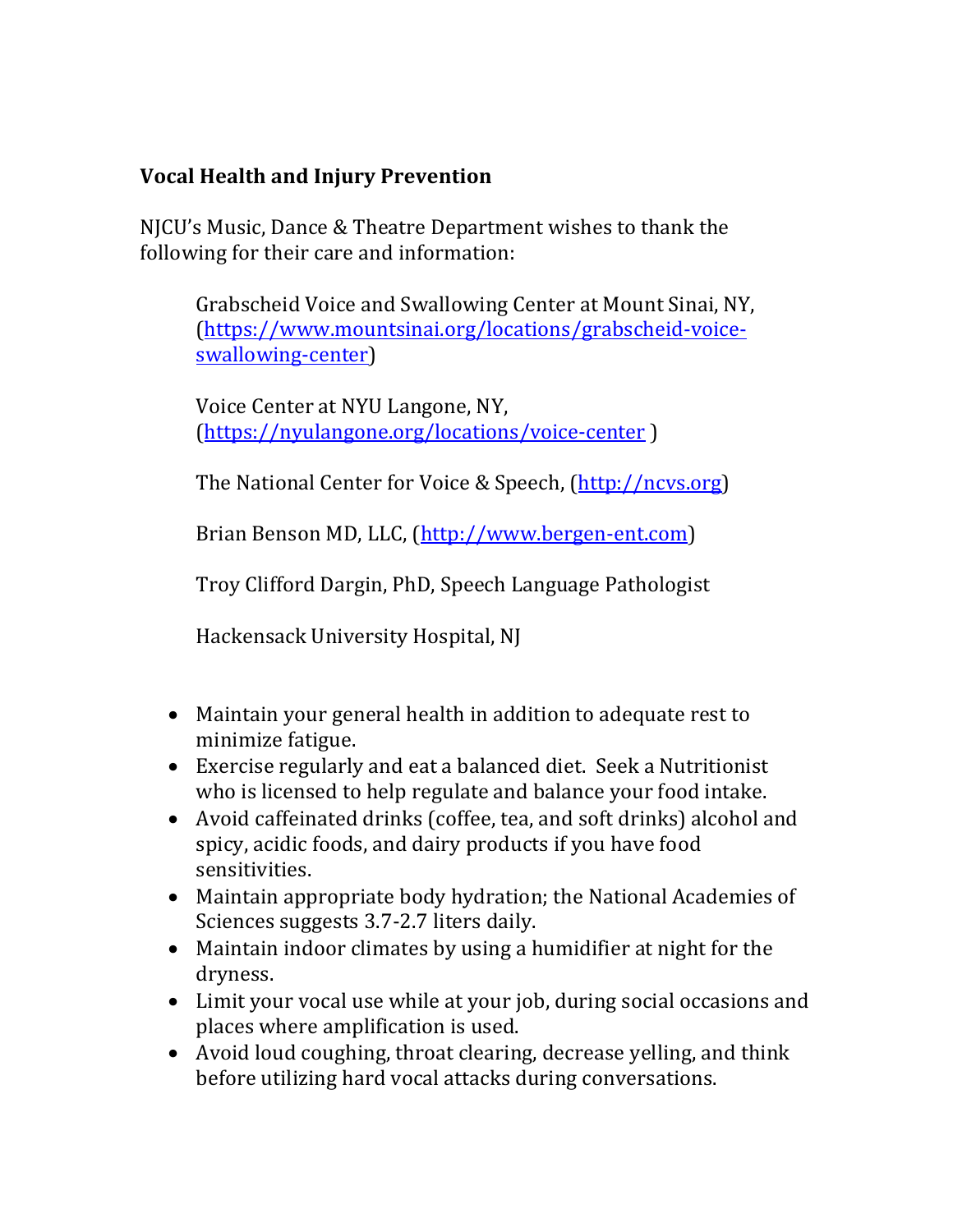**Vocal Health and Injury Prevention**

NJCU's Music, Dance & Theatre Department wishes to thank the following for their care and information:

> Grabscheid Voice and Swallowing Center at Mount Sinai, NY, (https://www.mountsinai.org/locations/grabscheid-voice-swallowing-center)
>
> Voice Center at NYU Langone, NY, (https://nyulangone.org/locations/voice-center )
>
> The National Center for Voice & Speech, (http://ncvs.org)
>
> Brian Benson MD, LLC, (http://www.bergen-ent.com)
>
> Troy Clifford Dargin, PhD, Speech Language Pathologist
>
> Hackensack University Hospital, NJ

- Maintain your general health in addition to adequate rest to minimize fatigue.
- Exercise regularly and eat a balanced diet. Seek a Nutritionist who is licensed to help regulate and balance your food intake.
- Avoid caffeinated drinks (coffee, tea, and soft drinks) alcohol and spicy, acidic foods, and dairy products if you have food sensitivities.
- Maintain appropriate body hydration; the National Academies of Sciences suggests 3.7-2.7 liters daily.
- Maintain indoor climates by using a humidifier at night for the dryness.
- Limit your vocal use while at your job, during social occasions and places where amplification is used.
- Avoid loud coughing, throat clearing, decrease yelling, and think before utilizing hard vocal attacks during conversations.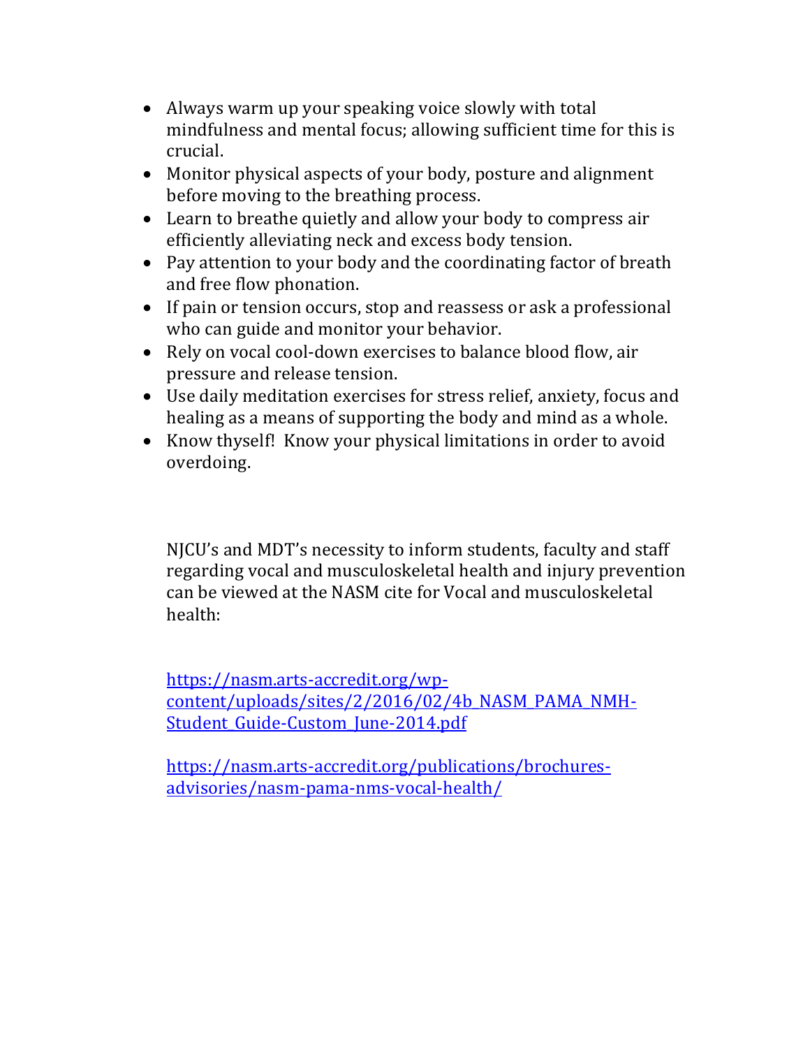- Always warm up your speaking voice slowly with total mindfulness and mental focus; allowing sufficient time for this is crucial.
- Monitor physical aspects of your body, posture and alignment before moving to the breathing process.
- Learn to breathe quietly and allow your body to compress air efficiently alleviating neck and excess body tension.
- Pay attention to your body and the coordinating factor of breath and free flow phonation.
- If pain or tension occurs, stop and reassess or ask a professional who can guide and monitor your behavior.
- Rely on vocal cool-down exercises to balance blood flow, air pressure and release tension.
- Use daily meditation exercises for stress relief, anxiety, focus and healing as a means of supporting the body and mind as a whole.
- Know thyself! Know your physical limitations in order to avoid overdoing.

NJCU's and MDT's necessity to inform students, faculty and staff regarding vocal and musculoskeletal health and injury prevention can be viewed at the NASM cite for Vocal and musculoskeletal health:

https://nasm.arts-accredit.org/wp-content/uploads/sites/2/2016/02/4b_NASM_PAMA_NMH-Student_Guide-Custom_June-2014.pdf

https://nasm.arts-accredit.org/publications/brochures-advisories/nasm-pama-nms-vocal-health/